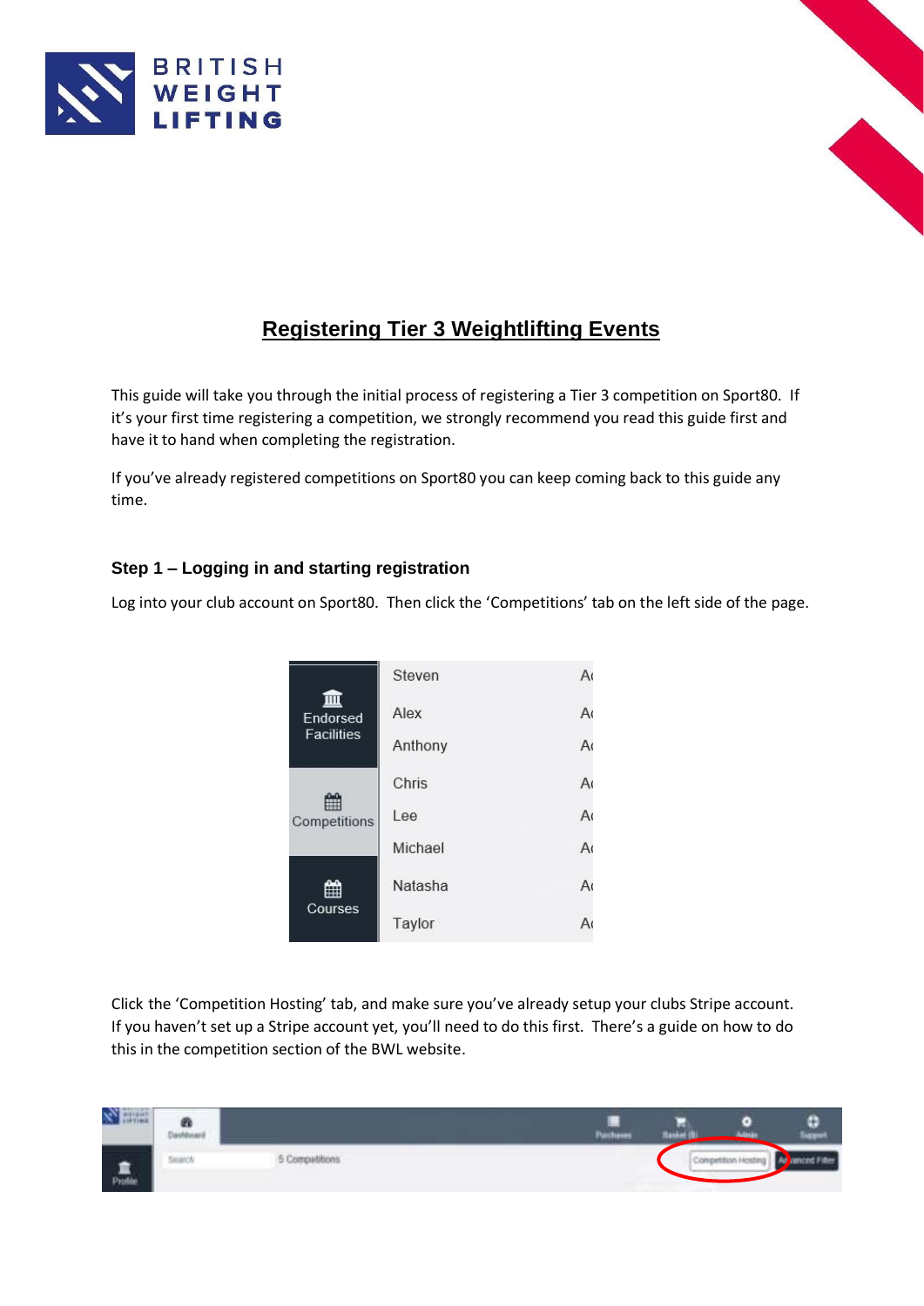## Registering Tier 3 Weightlifting Events

This guide will take you through the initial process of registering a Tier 3 competition on Sport80. If it's your first time registering a competition, we strongly recommend you read this guide first and have it to hand when completing the registration.

If you've already registered competitions on Sport80 you can keep coming back to this guide any time.

### Step 1 – Logging in and starting registration

Log into your club account on Sport80. Then click the 'Competitions' tab on the left side of the page.

Click the 'Competition Hosting' tab, and make sure you've already setup your clubs Stripe account. If you haven't set up a Stripe account yet, you'll need to do this first. There's a guide on how to do this in the competition section of the BWL website.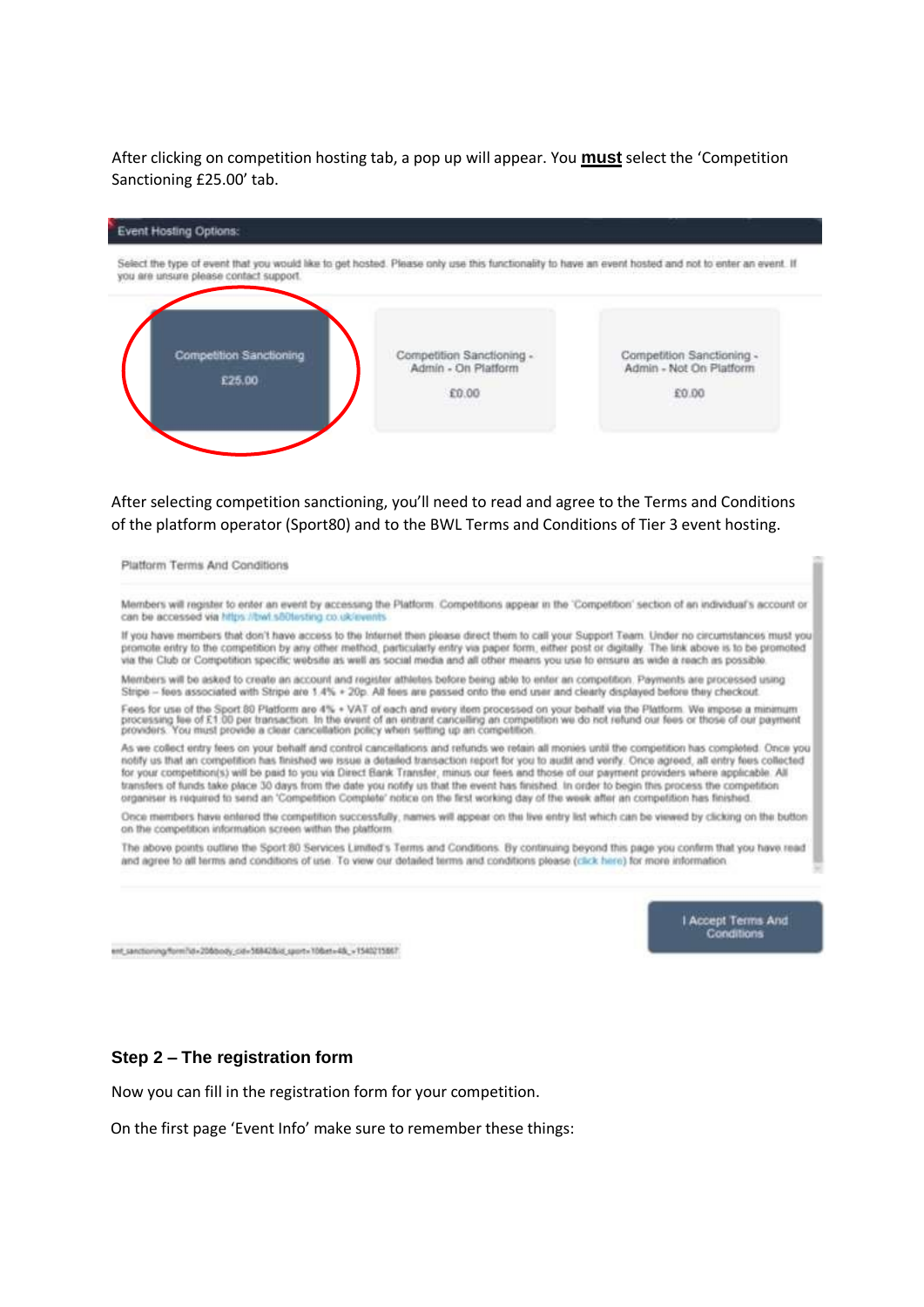After clicking on competition hosting tab, a pop up will appear. You **must** select the 'Competition Sanctioning £25.00' tab.

Event Hosting Options:

Select the type of event that you would like to get hosted. Please only use this functionality to have an event hosted and not to enter an event. If you are unsure please contact support.

Competition Sanctioning £25.00

Competition Sanctioning - Admin - On Platform £0.00

Competition Sanctioning - Admin - Not On Platform £0.00

After selecting competition sanctioning, you'll need to read and agree to the Terms and Conditions of the platform operator (Sport80) and to the BWL Terms and Conditions of Tier 3 event hosting.

Platform Terms And Conditions

Members will register to enter an event by accessing the Platform. Competitions appear in the 'Competition' section of an individual's account or can be accessed via https://bwl.s80testing.co.uk/events

If you have members that don't have access to the Internet then please direct them to call your Support Team. Under no circumstances must you promote entry to the competition by any other method, particularly entry via paper form, either post or digitally. The link above is to be promoted via the Club or Competition specific website as well as social media and all other means you use to ensure as wide a reach as possible.

Members will be asked to create an account and register athletes before being able to enter an competition. Payments are processed using Stripe – fees associated with Stripe are 1.4% + 20p. All fees are passed onto the end user and clearly displayed before they checkout.

Fees for use of the Sport 80 Platform are 4% + VAT of each and every item processed on your behalf via the Platform. We impose a minimum processing fee of £1.00 per transaction. In the event of an entrant cancelling an competition we do not refund our fees or those of our payment providers. You must provide a clear cancellation policy when setting up an competition.

As we collect entry fees on your behalf and control cancellations and refunds we retain all monies until the competition has completed. Once you notify us that an competition has finished we issue a detailed transaction report for you to audit and verify. Once agreed, all entry fees collected for your competition(s) will be paid to you via Direct Bank Transfer, minus our fees and those of our payment providers where applicable. All transfers of funds take place 30 days from the date you notify us that the event has finished. In order to begin this process the competition organiser is required to send an 'Competition Complete' notice on the first working day of the week after an competition has finished.

Once members have entered the competition successfully, names will appear on the live entry list which can be viewed by clicking on the button on the competition information screen within the platform.

The above points outline the Sport 80 Services Limited's Terms and Conditions. By continuing beyond this page you confirm that you have read and agree to all terms and conditions of use. To view our detailed terms and conditions please (click here) for more information.

I Accept Terms And Conditions

## Step 2 – The registration form

Now you can fill in the registration form for your competition.

On the first page 'Event Info' make sure to remember these things: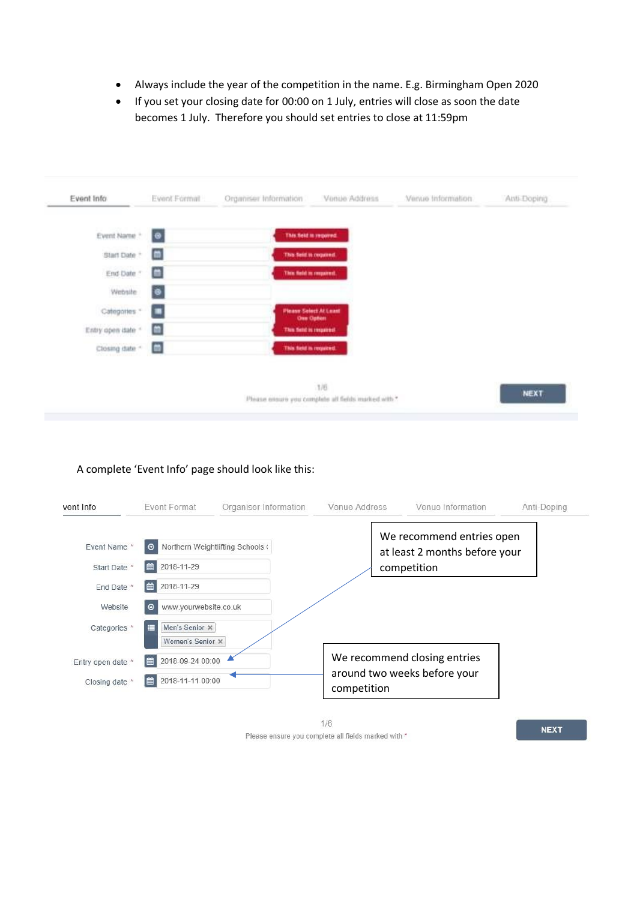- Always include the year of the competition in the name. E.g. Birmingham Open 2020
- If you set your closing date for 00:00 on 1 July, entries will close as soon the date becomes 1 July. Therefore you should set entries to close at 11:59pm

Event Info | Event Format | Organiser Information | Venue Address | Venue Information | Anti-Doping

Event Name * — This field is required.
Start Date * — This field is required.
End Date * — This field is required.
Website
Categories * — Please Select At Least One Option
Entry open date * — This field is required.
Closing date * — This field is required.

1/6
Please ensure you complete all fields marked with *

NEXT

A complete 'Event Info' page should look like this:

vent Info | Event Format | Organiser Information | Venue Address | Venue Information | Anti-Doping

Event Name * — Northern Weightlifting Schools (
Start Date * — 2018-11-29
End Date * — 2018-11-29
Website — www.yourwebsite.co.uk
Categories * — Men's Senior ×, Women's Senior ×
Entry open date * — 2018-09-24 00:00
Closing date * — 2018-11-11 00:00

We recommend entries open at least 2 months before your competition

We recommend closing entries around two weeks before your competition

1/6
Please ensure you complete all fields marked with *

NEXT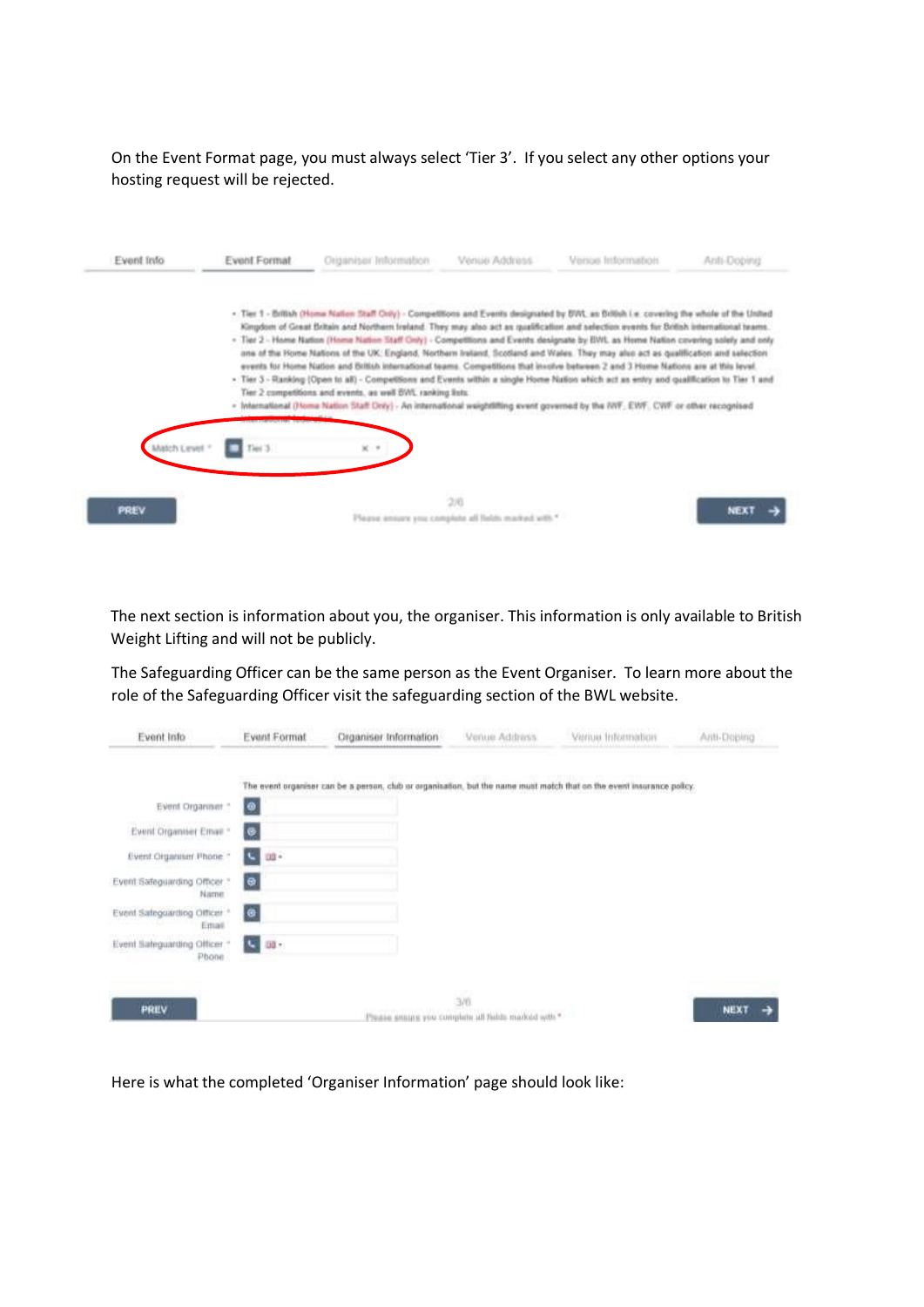On the Event Format page, you must always select 'Tier 3'. If you select any other options your hosting request will be rejected.

Event Info | Event Format | Organiser Information | Venue Address | Venue Information | Anti-Doping

- Tier 1 - British (Home Nation Staff Only) - Competitions and Events designated by BWL as British i.e. covering the whole of the United Kingdom of Great Britain and Northern Ireland. They may also act as qualification and selection events for British international teams.
- Tier 2 - Home Nation (Home Nation Staff Only) - Competitions and Events designate by BWL as Home Nation covering solely and only one of the Home Nations of the UK: England, Northern Ireland, Scotland and Wales. They may also act as qualification and selection events for Home Nation and British international teams. Competitions that involve between 2 and 3 Home Nations are at this level.
- Tier 3 - Ranking (Open to all) - Competitions and Events within a single Home Nation which act as entry and qualification to Tier 1 and Tier 2 competitions and events, as well BWL ranking lists.
- International (Home Nation Staff Only) - An international weightlifting event governed by the IWF, EWF, CWF or other recognised international federation.

Match Level * Tier 3

PREV 2/6 NEXT

Please ensure you complete all fields marked with *

The next section is information about you, the organiser. This information is only available to British Weight Lifting and will not be publicly.

The Safeguarding Officer can be the same person as the Event Organiser. To learn more about the role of the Safeguarding Officer visit the safeguarding section of the BWL website.

Event Info | Event Format | Organiser Information | Venue Address | Venue Information | Anti-Doping

The event organiser can be a person, club or organisation, but the name must match that on the event insurance policy.

Event Organiser *

Event Organiser Email *

Event Organiser Phone *

Event Safeguarding Officer * Name

Event Safeguarding Officer * Email

Event Safeguarding Officer * Phone

PREV 3/6 NEXT

Please ensure you complete all fields marked with *

Here is what the completed 'Organiser Information' page should look like: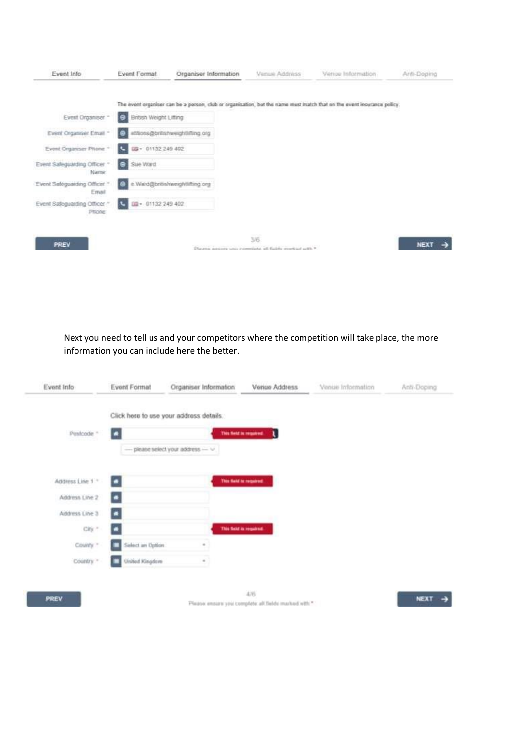| Event Info | Event Format | Organiser Information | Venue Address | Venue Information | Anti-Doping |
|---|---|---|---|---|---|

The event organiser can be a person, club or organisation, but the name must match that on the event insurance policy

| Field | Value |
|---|---|
| Event Organiser * | British Weight Lifting |
| Event Organiser Email * | ettions@britishweightlifting.org |
| Event Organiser Phone * | 01132 249 402 |
| Event Safeguarding Officer * Name | Sue Ward |
| Event Safeguarding Officer * Email | e.Ward@britishweightlifting.org |
| Event Safeguarding Officer * Phone | 01132 249 402 |

PREV | 3/6 | NEXT

Please ensure you complete all fields marked with *

Next you need to tell us and your competitors where the competition will take place, the more information you can include here the better.

| Event Info | Event Format | Organiser Information | Venue Address | Venue Information | Anti-Doping |
|---|---|---|---|---|---|

Click here to use your address details.

| Field | Value | |
|---|---|---|
| Postcode * | | This field is required |
| | — please select your address — | |
| Address Line 1 * | | This field is required |
| Address Line 2 | | |
| Address Line 3 | | |
| City * | | This field is required |
| County * | Select an Option | |
| Country * | United Kingdom | |

PREV | 4/6 | NEXT

Please ensure you complete all fields marked with *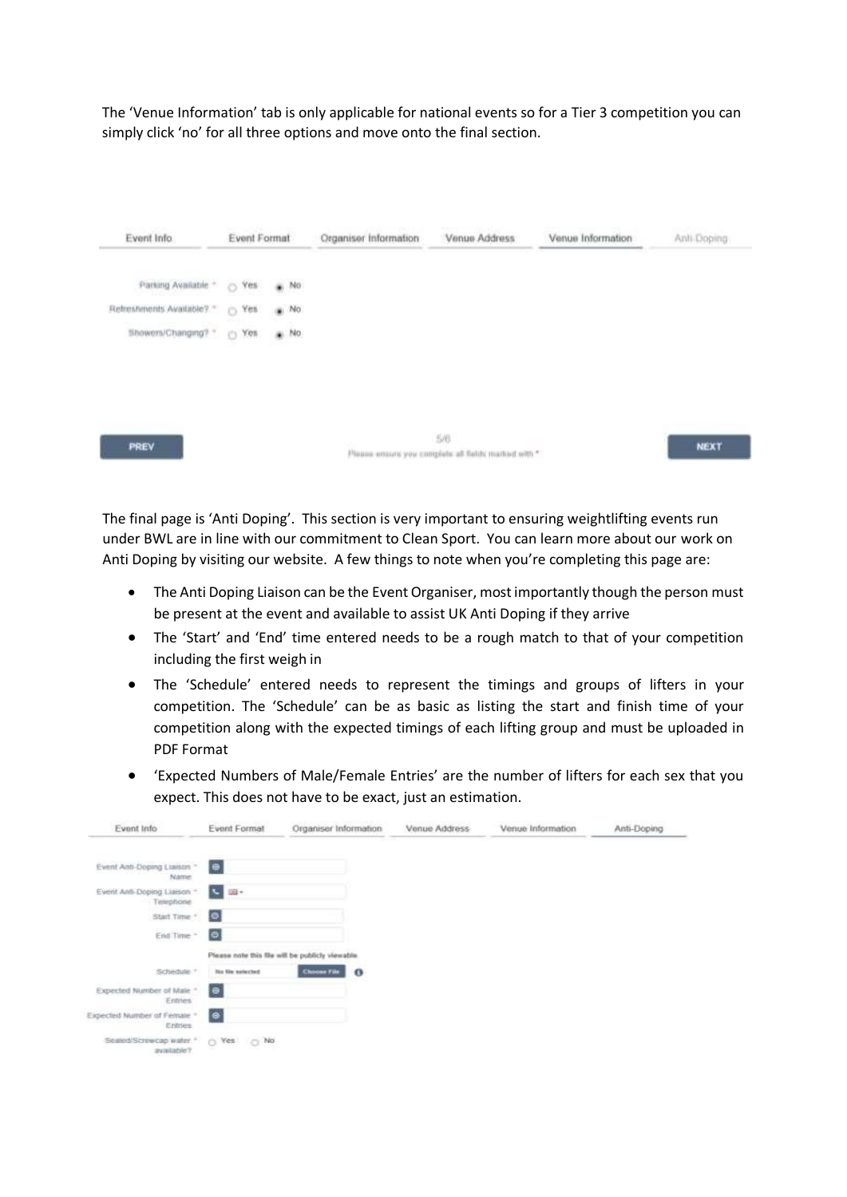The 'Venue Information' tab is only applicable for national events so for a Tier 3 competition you can simply click 'no' for all three options and move onto the final section.

Event Info | Event Format | Organiser Information | Venue Address | Venue Information | Anti Doping

Parking Available * ○ Yes ● No

Refreshments Available? * ○ Yes ● No

Showers/Changing? * ○ Yes ● No

PREV | 5/6 | NEXT

Please ensure you complete all fields marked with *

The final page is 'Anti Doping'. This section is very important to ensuring weightlifting events run under BWL are in line with our commitment to Clean Sport. You can learn more about our work on Anti Doping by visiting our website. A few things to note when you're completing this page are:

- The Anti Doping Liaison can be the Event Organiser, most importantly though the person must be present at the event and available to assist UK Anti Doping if they arrive
- The 'Start' and 'End' time entered needs to be a rough match to that of your competition including the first weigh in
- The 'Schedule' entered needs to represent the timings and groups of lifters in your competition. The 'Schedule' can be as basic as listing the start and finish time of your competition along with the expected timings of each lifting group and must be uploaded in PDF Format
- 'Expected Numbers of Male/Female Entries' are the number of lifters for each sex that you expect. This does not have to be exact, just an estimation.

Event Info | Event Format | Organiser Information | Venue Address | Venue Information | Anti-Doping

Event Anti-Doping Liaison Name *

Event Anti-Doping Liaison Telephone *

Start Time *

End Time *

Please note this file will be publicly viewable

Schedule * No file selected Choose File

Expected Number of Male Entries *

Expected Number of Female Entries *

Sealed/Screwcap water available? * ○ Yes ○ No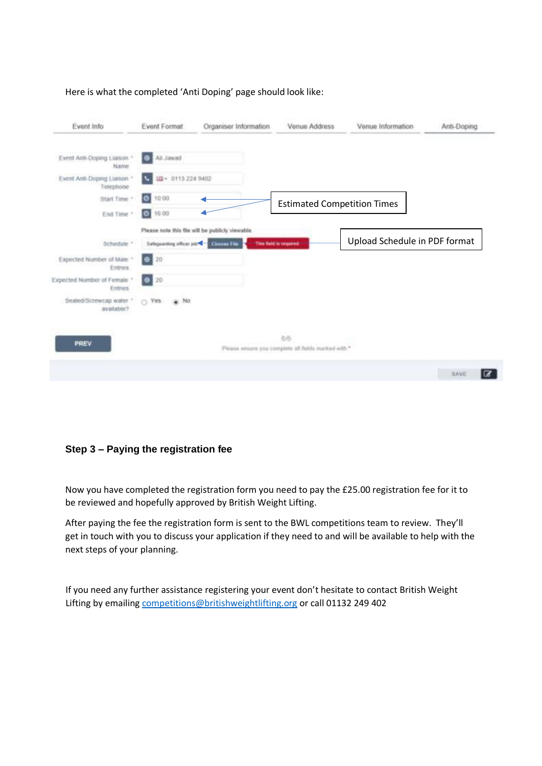Here is what the completed 'Anti Doping' page should look like:

Event Info
Event Format
Organiser Information
Venue Address
Venue Information
Anti-Doping

Event Anti-Doping Liaison Name * — Ali Jawad
Event Anti-Doping Liaison Telephone * — 0113 224 9402
Start Time * — 10:00
End Time * — 16:00
Please note this file will be publicly viewable
Schedule * — Safeguarding officer pd — Choose File — This field is required
Expected Number of Male Entries * — 20
Expected Number of Female Entries * — 20
Sealed/Screwcap water available? * — Yes — No

PREV
6/6
Please ensure you complete all fields marked with *
SAVE

Estimated Competition Times

Upload Schedule in PDF format

**Step 3 – Paying the registration fee**

Now you have completed the registration form you need to pay the £25.00 registration fee for it to be reviewed and hopefully approved by British Weight Lifting.

After paying the fee the registration form is sent to the BWL competitions team to review. They'll get in touch with you to discuss your application if they need to and will be available to help with the next steps of your planning.

If you need any further assistance registering your event don't hesitate to contact British Weight Lifting by emailing competitions@britishweightlifting.org or call 01132 249 402